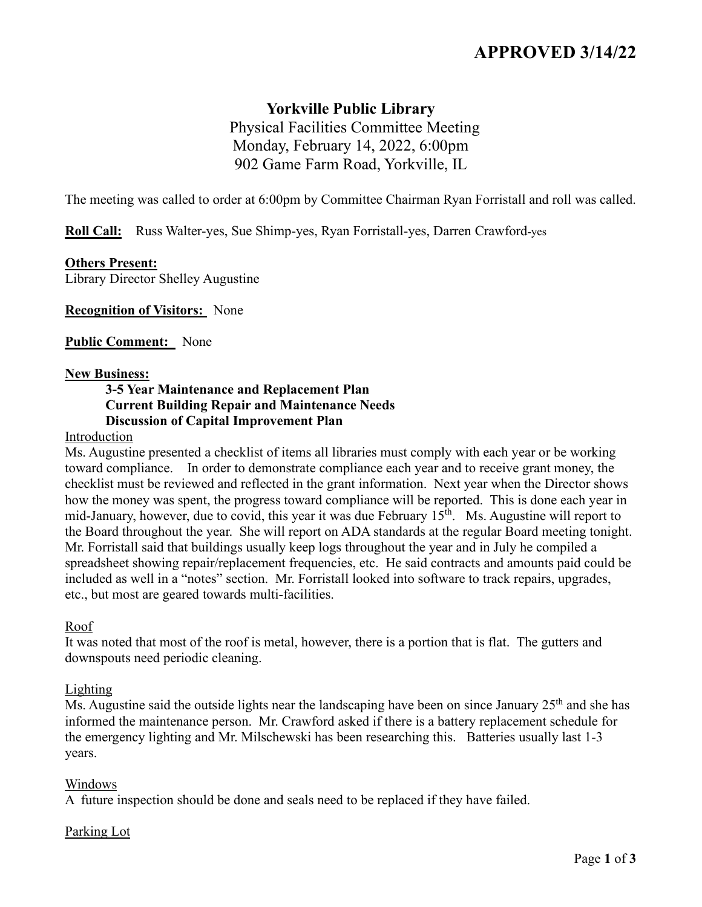# APPROVED 3/14/22

**Yorkville Public Library**
Physical Facilities Committee Meeting
Monday, February 14, 2022, 6:00pm
902 Game Farm Road, Yorkville, IL

The meeting was called to order at 6:00pm by Committee Chairman Ryan Forristall and roll was called.

**Roll Call:** Russ Walter-yes, Sue Shimp-yes, Ryan Forristall-yes, Darren Crawford-yes

**Others Present:**
Library Director Shelley Augustine

**Recognition of Visitors:** None

**Public Comment:** None

**New Business:**

**3-5 Year Maintenance and Replacement Plan**
**Current Building Repair and Maintenance Needs**
**Discussion of Capital Improvement Plan**

Introduction

Ms. Augustine presented a checklist of items all libraries must comply with each year or be working toward compliance. In order to demonstrate compliance each year and to receive grant money, the checklist must be reviewed and reflected in the grant information. Next year when the Director shows how the money was spent, the progress toward compliance will be reported. This is done each year in mid-January, however, due to covid, this year it was due February 15th. Ms. Augustine will report to the Board throughout the year. She will report on ADA standards at the regular Board meeting tonight. Mr. Forristall said that buildings usually keep logs throughout the year and in July he compiled a spreadsheet showing repair/replacement frequencies, etc. He said contracts and amounts paid could be included as well in a "notes" section. Mr. Forristall looked into software to track repairs, upgrades, etc., but most are geared towards multi-facilities.

Roof

It was noted that most of the roof is metal, however, there is a portion that is flat. The gutters and downspouts need periodic cleaning.

Lighting

Ms. Augustine said the outside lights near the landscaping have been on since January 25th and she has informed the maintenance person. Mr. Crawford asked if there is a battery replacement schedule for the emergency lighting and Mr. Milschewski has been researching this. Batteries usually last 1-3 years.

Windows

A future inspection should be done and seals need to be replaced if they have failed.

Parking Lot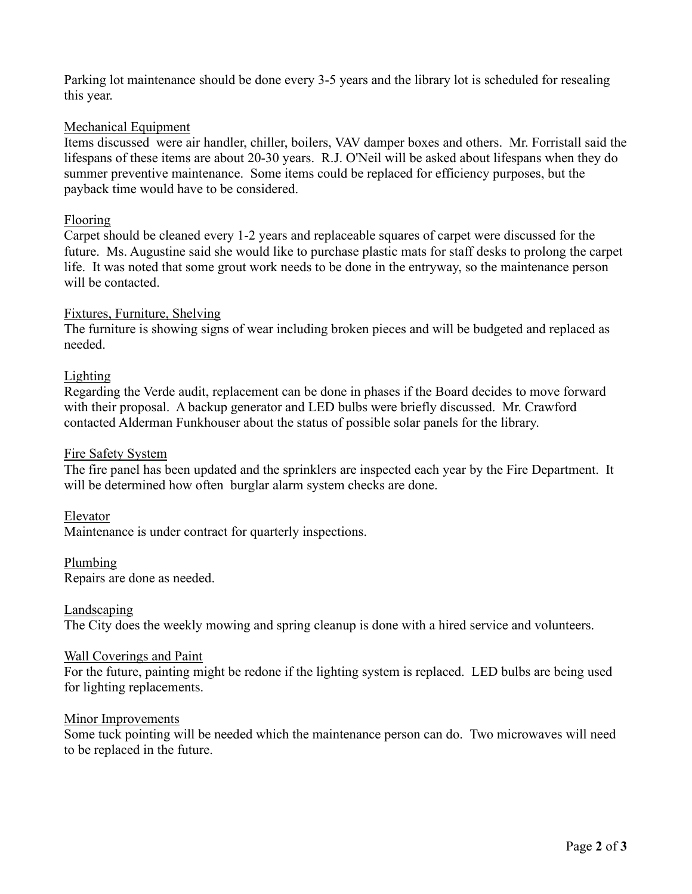Parking lot maintenance should be done every 3-5 years and the library lot is scheduled for resealing this year.

<u>Mechanical Equipment</u>

Items discussed were air handler, chiller, boilers, VAV damper boxes and others. Mr. Forristall said the lifespans of these items are about 20-30 years. R.J. O'Neil will be asked about lifespans when they do summer preventive maintenance. Some items could be replaced for efficiency purposes, but the payback time would have to be considered.

<u>Flooring</u>

Carpet should be cleaned every 1-2 years and replaceable squares of carpet were discussed for the future. Ms. Augustine said she would like to purchase plastic mats for staff desks to prolong the carpet life. It was noted that some grout work needs to be done in the entryway, so the maintenance person will be contacted.

<u>Fixtures, Furniture, Shelving</u>

The furniture is showing signs of wear including broken pieces and will be budgeted and replaced as needed.

<u>Lighting</u>

Regarding the Verde audit, replacement can be done in phases if the Board decides to move forward with their proposal. A backup generator and LED bulbs were briefly discussed. Mr. Crawford contacted Alderman Funkhouser about the status of possible solar panels for the library.

<u>Fire Safety System</u>

The fire panel has been updated and the sprinklers are inspected each year by the Fire Department. It will be determined how often burglar alarm system checks are done.

<u>Elevator</u>

Maintenance is under contract for quarterly inspections.

<u>Plumbing</u>

Repairs are done as needed.

<u>Landscaping</u>

The City does the weekly mowing and spring cleanup is done with a hired service and volunteers.

<u>Wall Coverings and Paint</u>

For the future, painting might be redone if the lighting system is replaced. LED bulbs are being used for lighting replacements.

<u>Minor Improvements</u>

Some tuck pointing will be needed which the maintenance person can do. Two microwaves will need to be replaced in the future.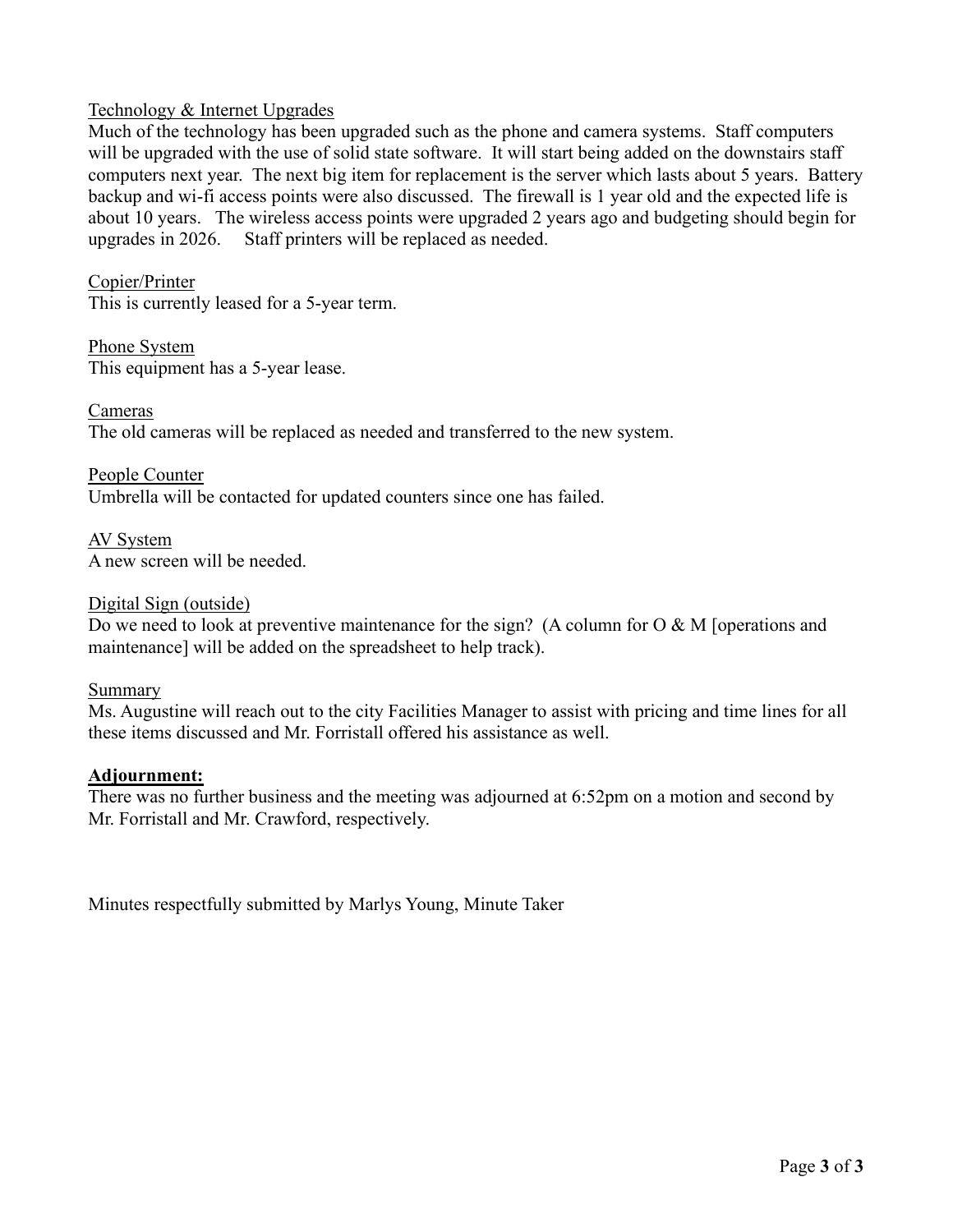Technology & Internet Upgrades

Much of the technology has been upgraded such as the phone and camera systems. Staff computers will be upgraded with the use of solid state software. It will start being added on the downstairs staff computers next year. The next big item for replacement is the server which lasts about 5 years. Battery backup and wi-fi access points were also discussed. The firewall is 1 year old and the expected life is about 10 years. The wireless access points were upgraded 2 years ago and budgeting should begin for upgrades in 2026. Staff printers will be replaced as needed.

Copier/Printer

This is currently leased for a 5-year term.

Phone System

This equipment has a 5-year lease.

Cameras

The old cameras will be replaced as needed and transferred to the new system.

People Counter

Umbrella will be contacted for updated counters since one has failed.

AV System

A new screen will be needed.

Digital Sign (outside)

Do we need to look at preventive maintenance for the sign? (A column for O & M [operations and maintenance] will be added on the spreadsheet to help track).

Summary

Ms. Augustine will reach out to the city Facilities Manager to assist with pricing and time lines for all these items discussed and Mr. Forristall offered his assistance as well.

**Adjournment:**

There was no further business and the meeting was adjourned at 6:52pm on a motion and second by Mr. Forristall and Mr. Crawford, respectively.

Minutes respectfully submitted by Marlys Young, Minute Taker